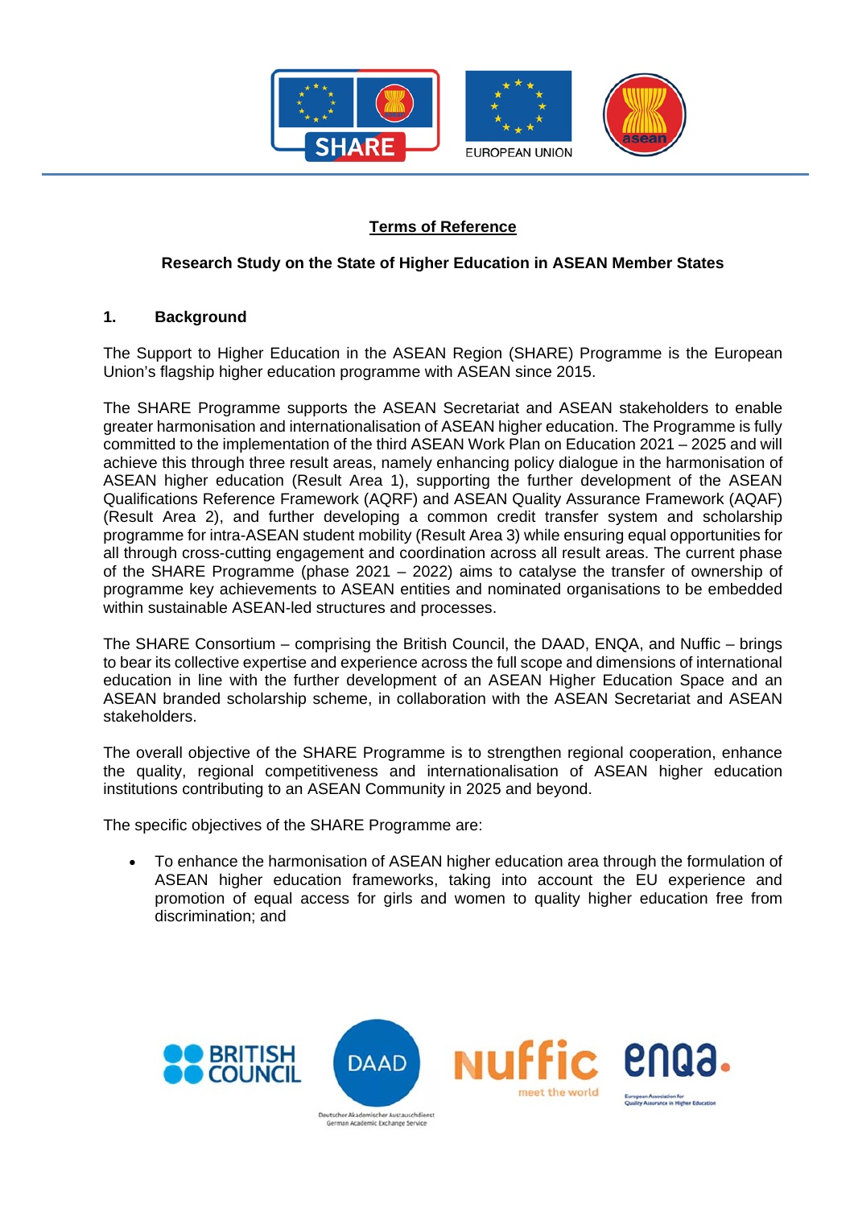# Terms of Reference

## Research Study on the State of Higher Education in ASEAN Member States

### 1. Background

The Support to Higher Education in the ASEAN Region (SHARE) Programme is the European Union's flagship higher education programme with ASEAN since 2015.

The SHARE Programme supports the ASEAN Secretariat and ASEAN stakeholders to enable greater harmonisation and internationalisation of ASEAN higher education. The Programme is fully committed to the implementation of the third ASEAN Work Plan on Education 2021 – 2025 and will achieve this through three result areas, namely enhancing policy dialogue in the harmonisation of ASEAN higher education (Result Area 1), supporting the further development of the ASEAN Qualifications Reference Framework (AQRF) and ASEAN Quality Assurance Framework (AQAF) (Result Area 2), and further developing a common credit transfer system and scholarship programme for intra-ASEAN student mobility (Result Area 3) while ensuring equal opportunities for all through cross-cutting engagement and coordination across all result areas. The current phase of the SHARE Programme (phase 2021 – 2022) aims to catalyse the transfer of ownership of programme key achievements to ASEAN entities and nominated organisations to be embedded within sustainable ASEAN-led structures and processes.

The SHARE Consortium – comprising the British Council, the DAAD, ENQA, and Nuffic – brings to bear its collective expertise and experience across the full scope and dimensions of international education in line with the further development of an ASEAN Higher Education Space and an ASEAN branded scholarship scheme, in collaboration with the ASEAN Secretariat and ASEAN stakeholders.

The overall objective of the SHARE Programme is to strengthen regional cooperation, enhance the quality, regional competitiveness and internationalisation of ASEAN higher education institutions contributing to an ASEAN Community in 2025 and beyond.

The specific objectives of the SHARE Programme are:

- To enhance the harmonisation of ASEAN higher education area through the formulation of ASEAN higher education frameworks, taking into account the EU experience and promotion of equal access for girls and women to quality higher education free from discrimination; and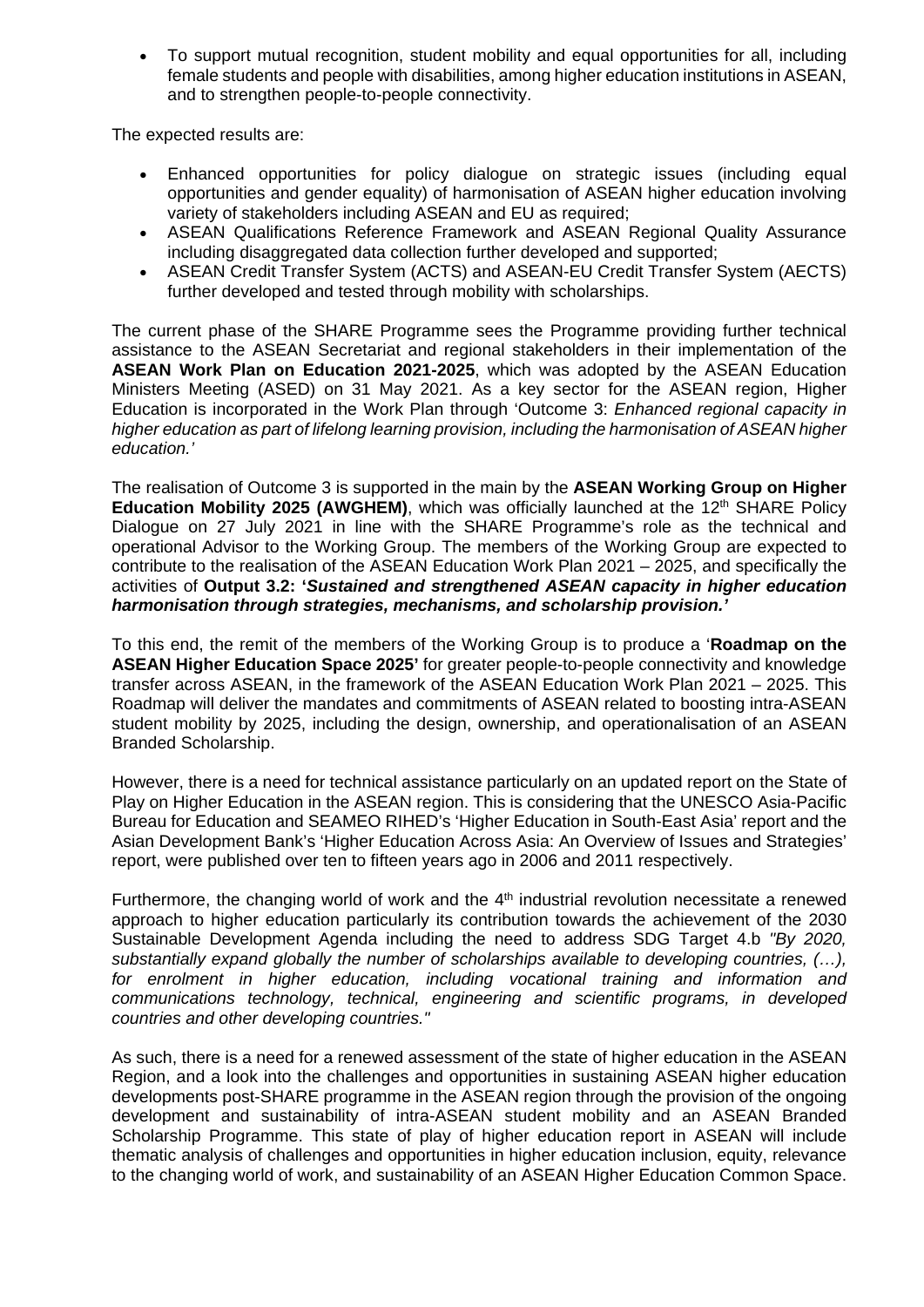- To support mutual recognition, student mobility and equal opportunities for all, including female students and people with disabilities, among higher education institutions in ASEAN, and to strengthen people-to-people connectivity.

The expected results are:

- Enhanced opportunities for policy dialogue on strategic issues (including equal opportunities and gender equality) of harmonisation of ASEAN higher education involving variety of stakeholders including ASEAN and EU as required;
- ASEAN Qualifications Reference Framework and ASEAN Regional Quality Assurance including disaggregated data collection further developed and supported;
- ASEAN Credit Transfer System (ACTS) and ASEAN-EU Credit Transfer System (AECTS) further developed and tested through mobility with scholarships.

The current phase of the SHARE Programme sees the Programme providing further technical assistance to the ASEAN Secretariat and regional stakeholders in their implementation of the **ASEAN Work Plan on Education 2021-2025**, which was adopted by the ASEAN Education Ministers Meeting (ASED) on 31 May 2021. As a key sector for the ASEAN region, Higher Education is incorporated in the Work Plan through 'Outcome 3: *Enhanced regional capacity in higher education as part of lifelong learning provision, including the harmonisation of ASEAN higher education.'*

The realisation of Outcome 3 is supported in the main by the **ASEAN Working Group on Higher Education Mobility 2025 (AWGHEM)**, which was officially launched at the 12th SHARE Policy Dialogue on 27 July 2021 in line with the SHARE Programme's role as the technical and operational Advisor to the Working Group. The members of the Working Group are expected to contribute to the realisation of the ASEAN Education Work Plan 2021 – 2025, and specifically the activities of **Output 3.2: '*Sustained and strengthened ASEAN capacity in higher education harmonisation through strategies, mechanisms, and scholarship provision.'***

To this end, the remit of the members of the Working Group is to produce a '**Roadmap on the ASEAN Higher Education Space 2025'** for greater people-to-people connectivity and knowledge transfer across ASEAN, in the framework of the ASEAN Education Work Plan 2021 – 2025. This Roadmap will deliver the mandates and commitments of ASEAN related to boosting intra-ASEAN student mobility by 2025, including the design, ownership, and operationalisation of an ASEAN Branded Scholarship.

However, there is a need for technical assistance particularly on an updated report on the State of Play on Higher Education in the ASEAN region. This is considering that the UNESCO Asia-Pacific Bureau for Education and SEAMEO RIHED's 'Higher Education in South-East Asia' report and the Asian Development Bank's 'Higher Education Across Asia: An Overview of Issues and Strategies' report, were published over ten to fifteen years ago in 2006 and 2011 respectively.

Furthermore, the changing world of work and the 4th industrial revolution necessitate a renewed approach to higher education particularly its contribution towards the achievement of the 2030 Sustainable Development Agenda including the need to address SDG Target 4.b *"By 2020, substantially expand globally the number of scholarships available to developing countries, (…), for enrolment in higher education, including vocational training and information and communications technology, technical, engineering and scientific programs, in developed countries and other developing countries."*

As such, there is a need for a renewed assessment of the state of higher education in the ASEAN Region, and a look into the challenges and opportunities in sustaining ASEAN higher education developments post-SHARE programme in the ASEAN region through the provision of the ongoing development and sustainability of intra-ASEAN student mobility and an ASEAN Branded Scholarship Programme. This state of play of higher education report in ASEAN will include thematic analysis of challenges and opportunities in higher education inclusion, equity, relevance to the changing world of work, and sustainability of an ASEAN Higher Education Common Space.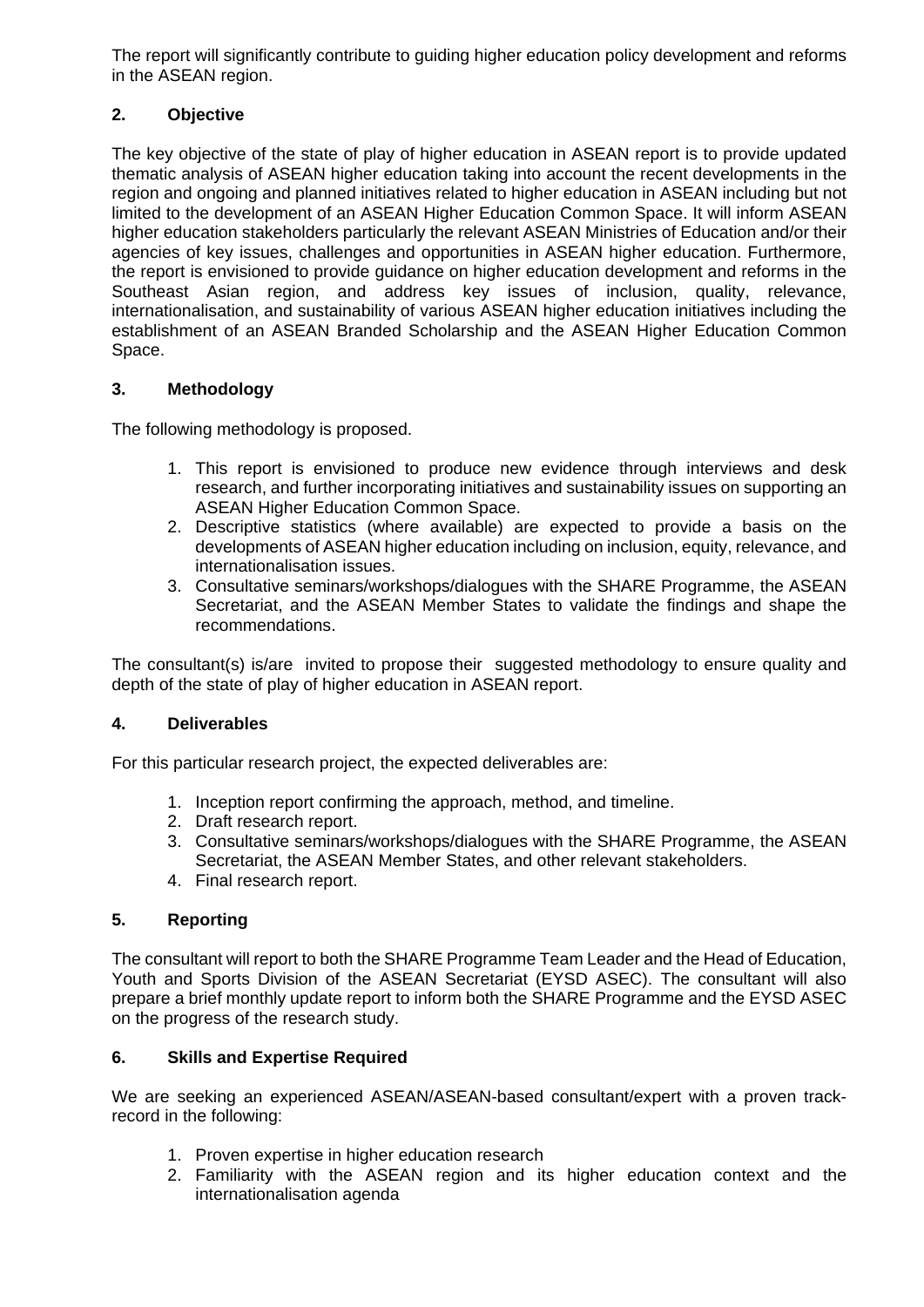The report will significantly contribute to guiding higher education policy development and reforms in the ASEAN region.

## 2. Objective

The key objective of the state of play of higher education in ASEAN report is to provide updated thematic analysis of ASEAN higher education taking into account the recent developments in the region and ongoing and planned initiatives related to higher education in ASEAN including but not limited to the development of an ASEAN Higher Education Common Space. It will inform ASEAN higher education stakeholders particularly the relevant ASEAN Ministries of Education and/or their agencies of key issues, challenges and opportunities in ASEAN higher education. Furthermore, the report is envisioned to provide guidance on higher education development and reforms in the Southeast Asian region, and address key issues of inclusion, quality, relevance, internationalisation, and sustainability of various ASEAN higher education initiatives including the establishment of an ASEAN Branded Scholarship and the ASEAN Higher Education Common Space.

## 3. Methodology

The following methodology is proposed.

1. This report is envisioned to produce new evidence through interviews and desk research, and further incorporating initiatives and sustainability issues on supporting an ASEAN Higher Education Common Space.
2. Descriptive statistics (where available) are expected to provide a basis on the developments of ASEAN higher education including on inclusion, equity, relevance, and internationalisation issues.
3. Consultative seminars/workshops/dialogues with the SHARE Programme, the ASEAN Secretariat, and the ASEAN Member States to validate the findings and shape the recommendations.

The consultant(s) is/are invited to propose their suggested methodology to ensure quality and depth of the state of play of higher education in ASEAN report.

## 4. Deliverables

For this particular research project, the expected deliverables are:

1. Inception report confirming the approach, method, and timeline.
2. Draft research report.
3. Consultative seminars/workshops/dialogues with the SHARE Programme, the ASEAN Secretariat, the ASEAN Member States, and other relevant stakeholders.
4. Final research report.

## 5. Reporting

The consultant will report to both the SHARE Programme Team Leader and the Head of Education, Youth and Sports Division of the ASEAN Secretariat (EYSD ASEC). The consultant will also prepare a brief monthly update report to inform both the SHARE Programme and the EYSD ASEC on the progress of the research study.

## 6. Skills and Expertise Required

We are seeking an experienced ASEAN/ASEAN-based consultant/expert with a proven track-record in the following:

1. Proven expertise in higher education research
2. Familiarity with the ASEAN region and its higher education context and the internationalisation agenda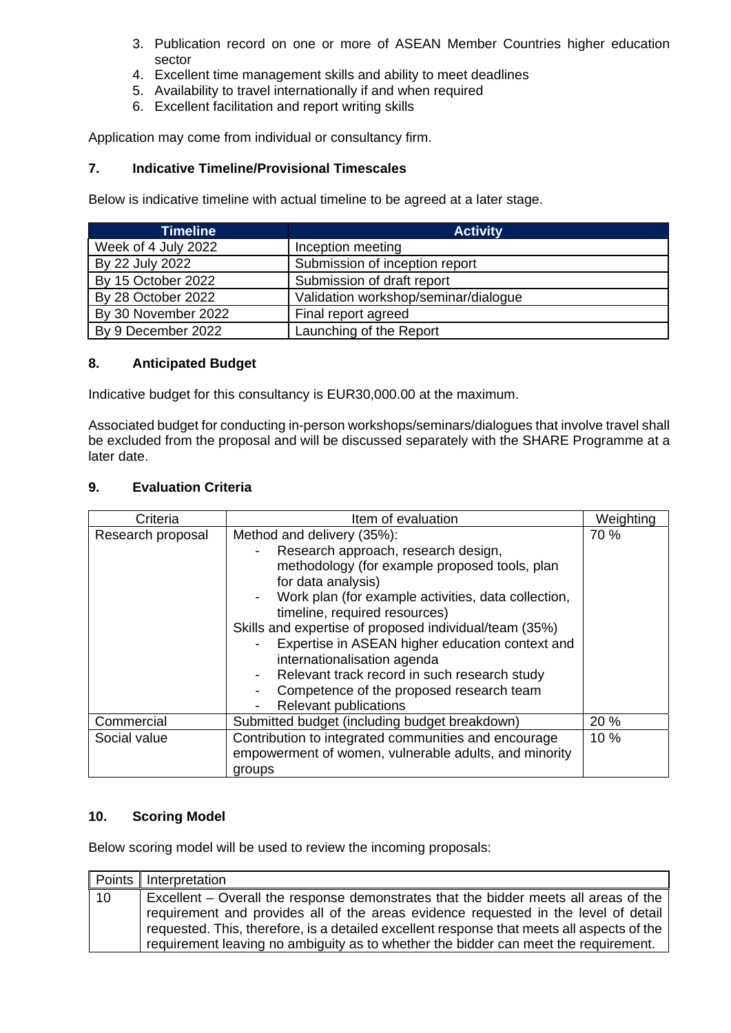3. Publication record on one or more of ASEAN Member Countries higher education sector
4. Excellent time management skills and ability to meet deadlines
5. Availability to travel internationally if and when required
6. Excellent facilitation and report writing skills

Application may come from individual or consultancy firm.

## 7. Indicative Timeline/Provisional Timescales

Below is indicative timeline with actual timeline to be agreed at a later stage.

| Timeline | Activity |
|---|---|
| Week of 4 July 2022 | Inception meeting |
| By 22 July 2022 | Submission of inception report |
| By 15 October 2022 | Submission of draft report |
| By 28 October 2022 | Validation workshop/seminar/dialogue |
| By 30 November 2022 | Final report agreed |
| By 9 December 2022 | Launching of the Report |

## 8. Anticipated Budget

Indicative budget for this consultancy is EUR30,000.00 at the maximum.

Associated budget for conducting in-person workshops/seminars/dialogues that involve travel shall be excluded from the proposal and will be discussed separately with the SHARE Programme at a later date.

## 9. Evaluation Criteria

| Criteria | Item of evaluation | Weighting |
|---|---|---|
| Research proposal | Method and delivery (35%):<br>- Research approach, research design, methodology (for example proposed tools, plan for data analysis)<br>- Work plan (for example activities, data collection, timeline, required resources)<br>Skills and expertise of proposed individual/team (35%)<br>- Expertise in ASEAN higher education context and internationalisation agenda<br>- Relevant track record in such research study<br>- Competence of the proposed research team<br>- Relevant publications | 70 % |
| Commercial | Submitted budget (including budget breakdown) | 20 % |
| Social value | Contribution to integrated communities and encourage empowerment of women, vulnerable adults, and minority groups | 10 % |

## 10. Scoring Model

Below scoring model will be used to review the incoming proposals:

| Points | Interpretation |
|---|---|
| 10 | Excellent – Overall the response demonstrates that the bidder meets all areas of the requirement and provides all of the areas evidence requested in the level of detail requested. This, therefore, is a detailed excellent response that meets all aspects of the requirement leaving no ambiguity as to whether the bidder can meet the requirement. |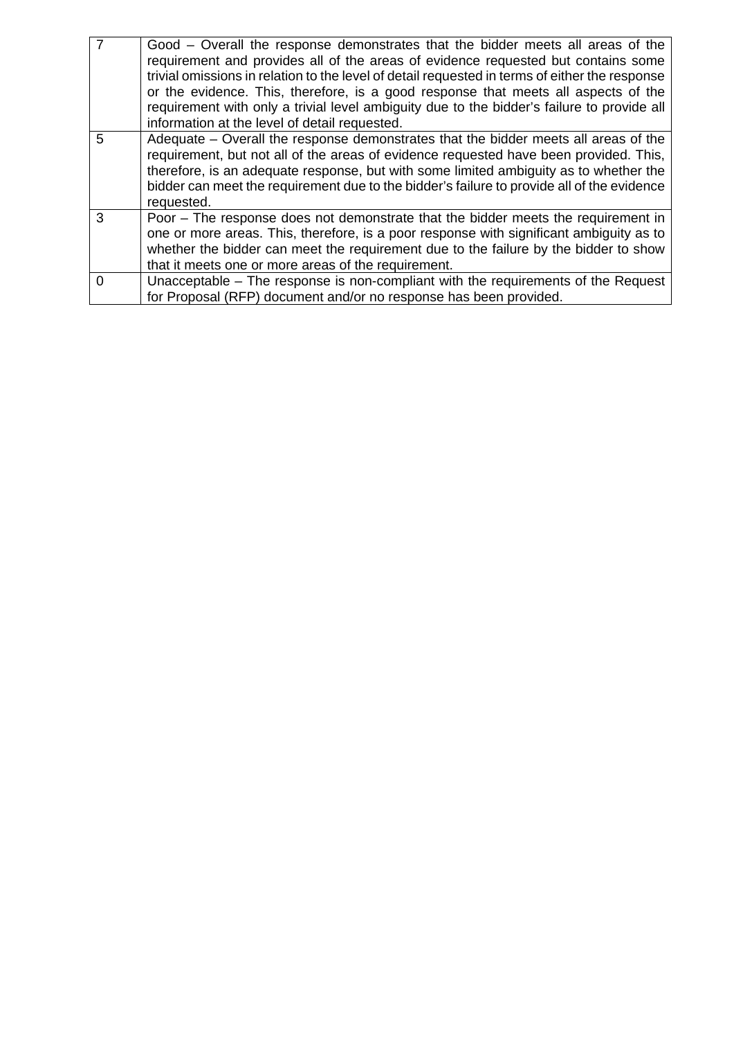| | |
|---|---|
| 7 | Good – Overall the response demonstrates that the bidder meets all areas of the requirement and provides all of the areas of evidence requested but contains some trivial omissions in relation to the level of detail requested in terms of either the response or the evidence. This, therefore, is a good response that meets all aspects of the requirement with only a trivial level ambiguity due to the bidder's failure to provide all information at the level of detail requested. |
| 5 | Adequate – Overall the response demonstrates that the bidder meets all areas of the requirement, but not all of the areas of evidence requested have been provided. This, therefore, is an adequate response, but with some limited ambiguity as to whether the bidder can meet the requirement due to the bidder's failure to provide all of the evidence requested. |
| 3 | Poor – The response does not demonstrate that the bidder meets the requirement in one or more areas. This, therefore, is a poor response with significant ambiguity as to whether the bidder can meet the requirement due to the failure by the bidder to show that it meets one or more areas of the requirement. |
| 0 | Unacceptable – The response is non-compliant with the requirements of the Request for Proposal (RFP) document and/or no response has been provided. |